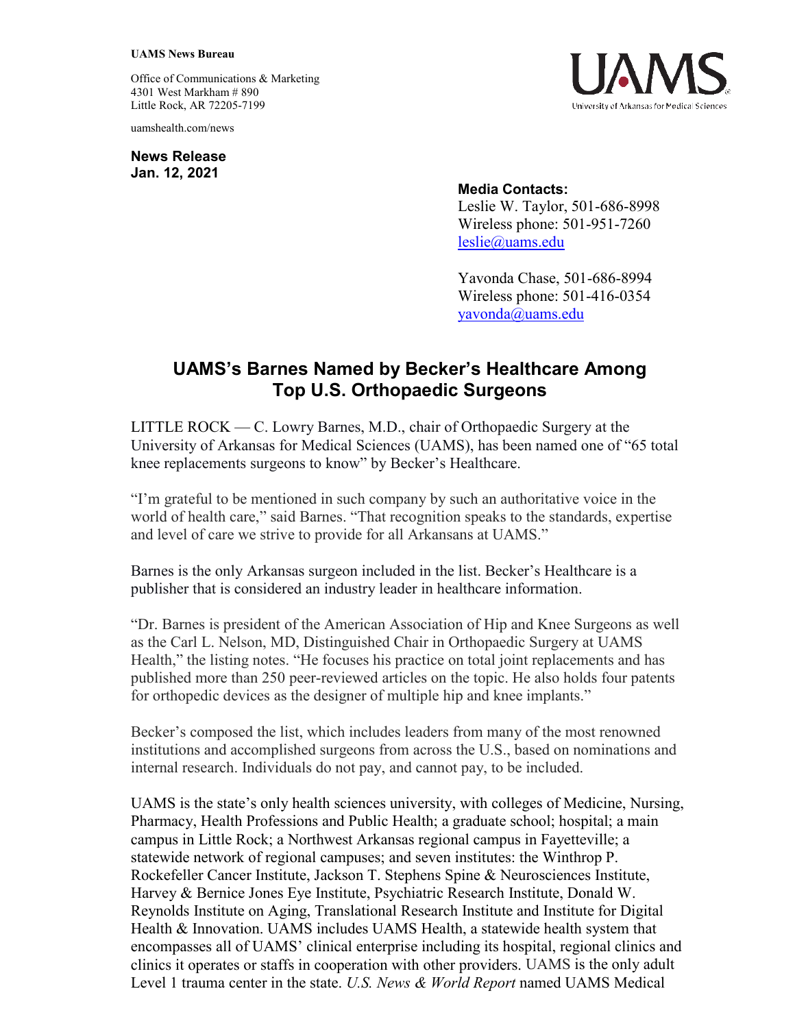**UAMS News Bureau**

Office of Communications & Marketing
4301 West Markham # 890
Little Rock, AR 72205-7199

uamshealth.com/news

**News Release**
**Jan. 12, 2021**

**Media Contacts:**
Leslie W. Taylor, 501-686-8998
Wireless phone: 501-951-7260
leslie@uams.edu

Yavonda Chase, 501-686-8994
Wireless phone: 501-416-0354
yavonda@uams.edu

# UAMS's Barnes Named by Becker's Healthcare Among Top U.S. Orthopaedic Surgeons

LITTLE ROCK — C. Lowry Barnes, M.D., chair of Orthopaedic Surgery at the University of Arkansas for Medical Sciences (UAMS), has been named one of "65 total knee replacements surgeons to know" by Becker's Healthcare.

"I'm grateful to be mentioned in such company by such an authoritative voice in the world of health care," said Barnes. "That recognition speaks to the standards, expertise and level of care we strive to provide for all Arkansans at UAMS."

Barnes is the only Arkansas surgeon included in the list. Becker's Healthcare is a publisher that is considered an industry leader in healthcare information.

"Dr. Barnes is president of the American Association of Hip and Knee Surgeons as well as the Carl L. Nelson, MD, Distinguished Chair in Orthopaedic Surgery at UAMS Health," the listing notes. "He focuses his practice on total joint replacements and has published more than 250 peer-reviewed articles on the topic. He also holds four patents for orthopedic devices as the designer of multiple hip and knee implants."

Becker's composed the list, which includes leaders from many of the most renowned institutions and accomplished surgeons from across the U.S., based on nominations and internal research. Individuals do not pay, and cannot pay, to be included.

UAMS is the state's only health sciences university, with colleges of Medicine, Nursing, Pharmacy, Health Professions and Public Health; a graduate school; hospital; a main campus in Little Rock; a Northwest Arkansas regional campus in Fayetteville; a statewide network of regional campuses; and seven institutes: the Winthrop P. Rockefeller Cancer Institute, Jackson T. Stephens Spine & Neurosciences Institute, Harvey & Bernice Jones Eye Institute, Psychiatric Research Institute, Donald W. Reynolds Institute on Aging, Translational Research Institute and Institute for Digital Health & Innovation. UAMS includes UAMS Health, a statewide health system that encompasses all of UAMS' clinical enterprise including its hospital, regional clinics and clinics it operates or staffs in cooperation with other providers. UAMS is the only adult Level 1 trauma center in the state. *U.S. News & World Report* named UAMS Medical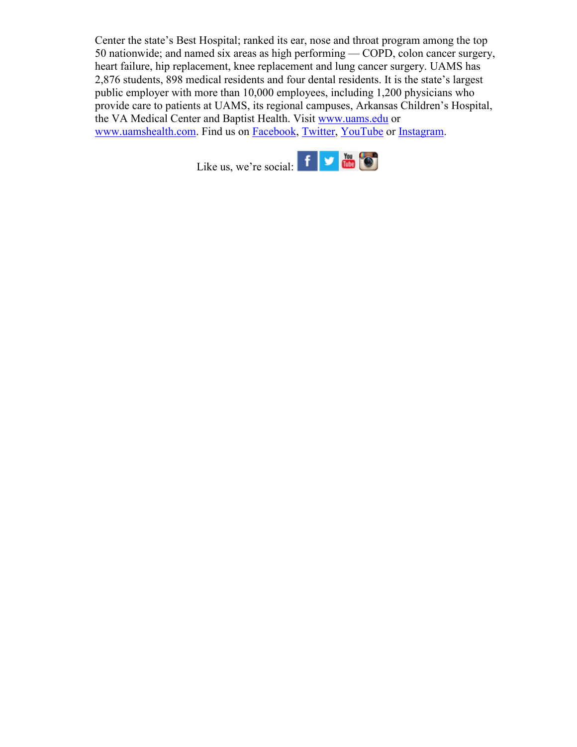Center the state's Best Hospital; ranked its ear, nose and throat program among the top 50 nationwide; and named six areas as high performing — COPD, colon cancer surgery, heart failure, hip replacement, knee replacement and lung cancer surgery. UAMS has 2,876 students, 898 medical residents and four dental residents. It is the state's largest public employer with more than 10,000 employees, including 1,200 physicians who provide care to patients at UAMS, its regional campuses, Arkansas Children's Hospital, the VA Medical Center and Baptist Health. Visit [www.uams.edu](www.uams.edu) or [www.uamshealth.com](www.uamshealth.com). Find us on [Facebook](), [Twitter](), [YouTube]() or [Instagram]().

Like us, we're social: